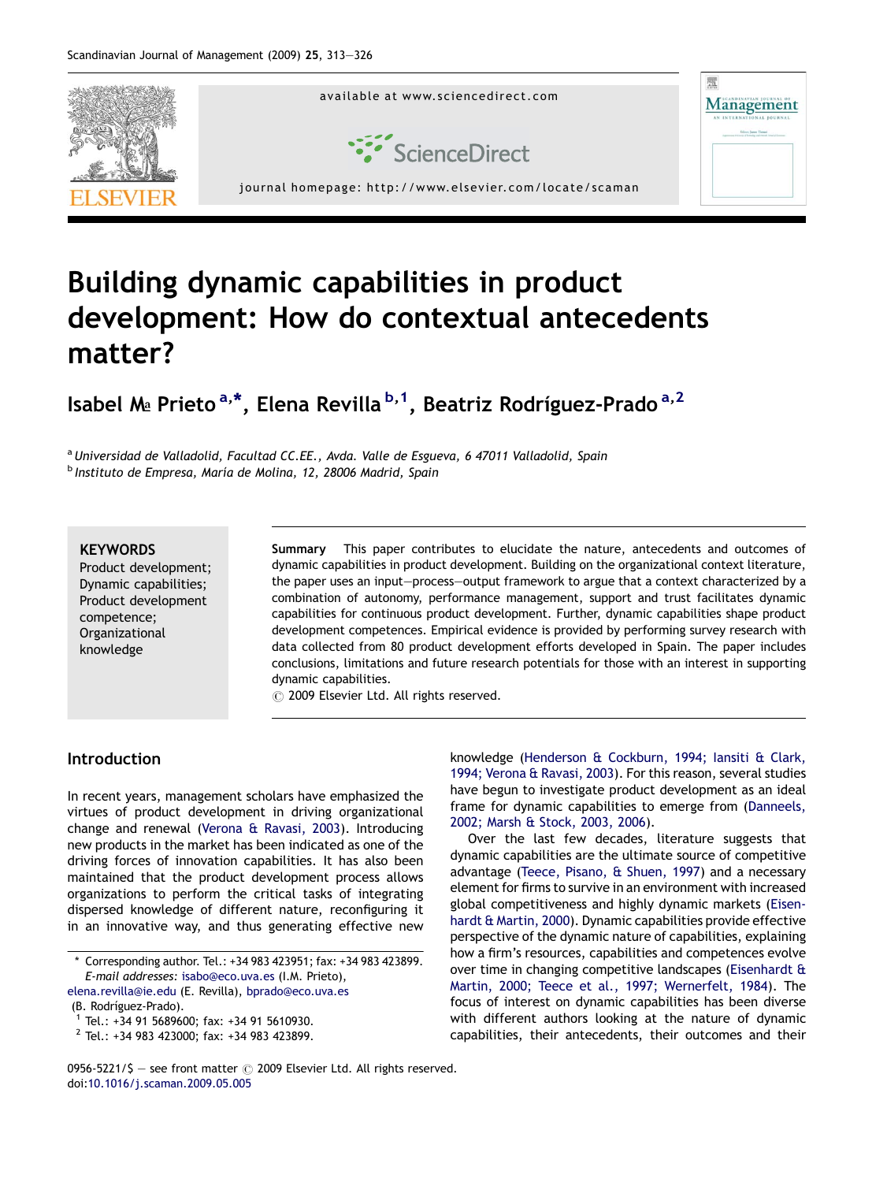# Building dynamic capabilities in product development: How do contextual antecedents matter?

Isabel Mª Prieto [a,*], Elena Revilla [b,1], Beatriz Rodríguez-Prado [a,2]

[a] *Universidad de Valladolid, Facultad CC.EE., Avda. Valle de Esgueva, 6 47011 Valladolid, Spain*
[b] *Instituto de Empresa, María de Molina, 12, 28006 Madrid, Spain*

**KEYWORDS**
Product development;
Dynamic capabilities;
Product development competence;
Organizational knowledge

**Summary** This paper contributes to elucidate the nature, antecedents and outcomes of dynamic capabilities in product development. Building on the organizational context literature, the paper uses an input—process—output framework to argue that a context characterized by a combination of autonomy, performance management, support and trust facilitates dynamic capabilities for continuous product development. Further, dynamic capabilities shape product development competences. Empirical evidence is provided by performing survey research with data collected from 80 product development efforts developed in Spain. The paper includes conclusions, limitations and future research potentials for those with an interest in supporting dynamic capabilities.
© 2009 Elsevier Ltd. All rights reserved.

## Introduction

In recent years, management scholars have emphasized the virtues of product development in driving organizational change and renewal (Verona & Ravasi, 2003). Introducing new products in the market has been indicated as one of the driving forces of innovation capabilities. It has also been maintained that the product development process allows organizations to perform the critical tasks of integrating dispersed knowledge of different nature, reconfiguring it in an innovative way, and thus generating effective new knowledge (Henderson & Cockburn, 1994; Iansiti & Clark, 1994; Verona & Ravasi, 2003). For this reason, several studies have begun to investigate product development as an ideal frame for dynamic capabilities to emerge from (Danneels, 2002; Marsh & Stock, 2003, 2006).

Over the last few decades, literature suggests that dynamic capabilities are the ultimate source of competitive advantage (Teece, Pisano, & Shuen, 1997) and a necessary element for firms to survive in an environment with increased global competitiveness and highly dynamic markets (Eisenhardt & Martin, 2000). Dynamic capabilities provide effective perspective of the dynamic nature of capabilities, explaining how a firm's resources, capabilities and competences evolve over time in changing competitive landscapes (Eisenhardt & Martin, 2000; Teece et al., 1997; Wernerfelt, 1984). The focus of interest on dynamic capabilities has been diverse with different authors looking at the nature of dynamic capabilities, their antecedents, their outcomes and their

\* Corresponding author. Tel.: +34 983 423951; fax: +34 983 423899.
*E-mail addresses:* isabo@eco.uva.es (I.M. Prieto), elena.revilla@ie.edu (E. Revilla), bprado@eco.uva.es (B. Rodríguez-Prado).
[1] Tel.: +34 91 5689600; fax: +34 91 5610930.
[2] Tel.: +34 983 423000; fax: +34 983 423899.

0956-5221/$ — see front matter © 2009 Elsevier Ltd. All rights reserved.
doi:10.1016/j.scaman.2009.05.005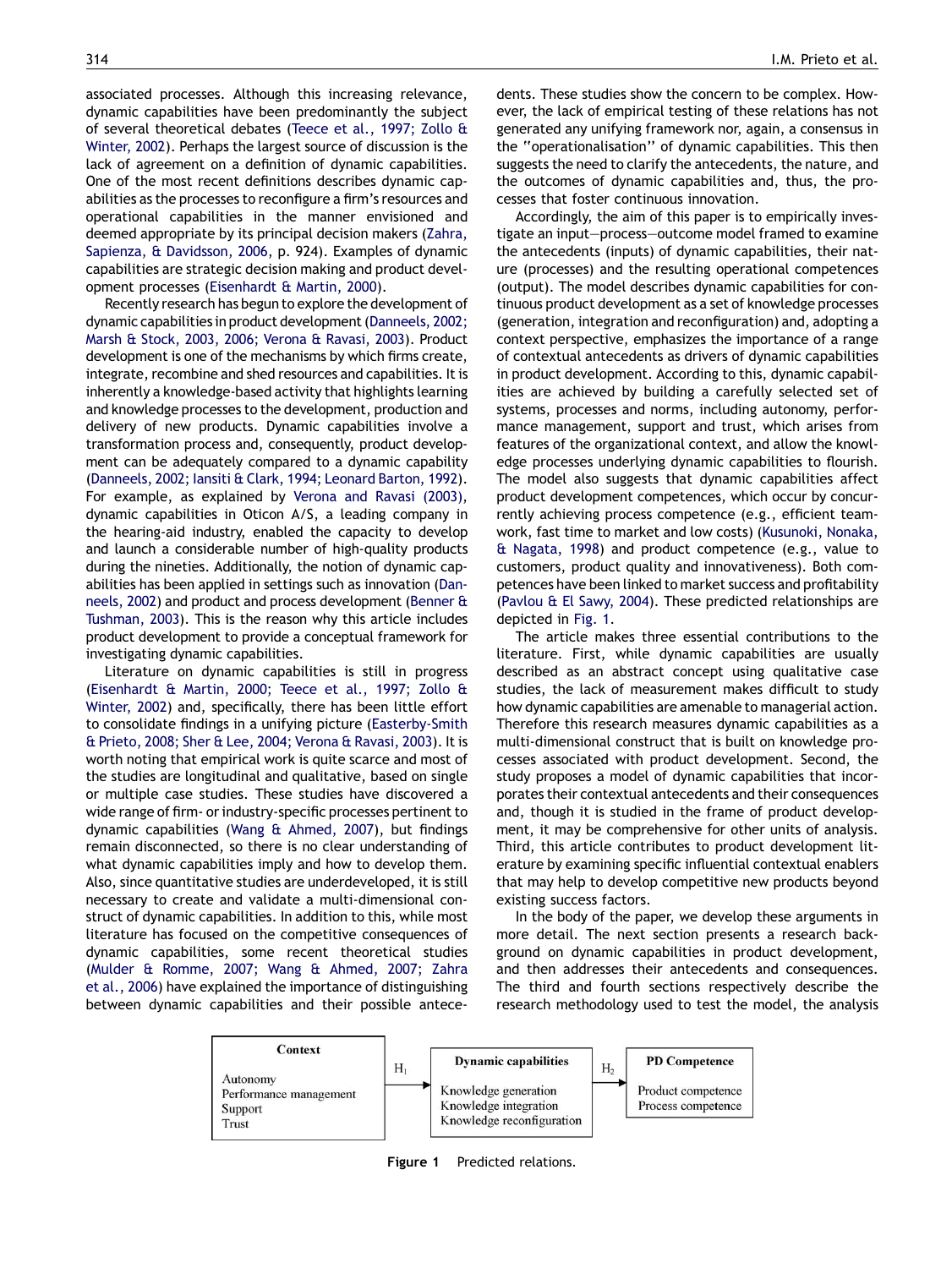associated processes. Although this increasing relevance, dynamic capabilities have been predominantly the subject of several theoretical debates (Teece et al., 1997; Zollo & Winter, 2002). Perhaps the largest source of discussion is the lack of agreement on a definition of dynamic capabilities. One of the most recent definitions describes dynamic capabilities as the processes to reconfigure a firm's resources and operational capabilities in the manner envisioned and deemed appropriate by its principal decision makers (Zahra, Sapienza, & Davidsson, 2006, p. 924). Examples of dynamic capabilities are strategic decision making and product development processes (Eisenhardt & Martin, 2000).

Recently research has begun to explore the development of dynamic capabilities in product development (Danneels, 2002; Marsh & Stock, 2003, 2006; Verona & Ravasi, 2003). Product development is one of the mechanisms by which firms create, integrate, recombine and shed resources and capabilities. It is inherently a knowledge-based activity that highlights learning and knowledge processes to the development, production and delivery of new products. Dynamic capabilities involve a transformation process and, consequently, product development can be adequately compared to a dynamic capability (Danneels, 2002; Iansiti & Clark, 1994; Leonard Barton, 1992). For example, as explained by Verona and Ravasi (2003), dynamic capabilities in Oticon A/S, a leading company in the hearing-aid industry, enabled the capacity to develop and launch a considerable number of high-quality products during the nineties. Additionally, the notion of dynamic capabilities has been applied in settings such as innovation (Danneels, 2002) and product and process development (Benner & Tushman, 2003). This is the reason why this article includes product development to provide a conceptual framework for investigating dynamic capabilities.

Literature on dynamic capabilities is still in progress (Eisenhardt & Martin, 2000; Teece et al., 1997; Zollo & Winter, 2002) and, specifically, there has been little effort to consolidate findings in a unifying picture (Easterby-Smith & Prieto, 2008; Sher & Lee, 2004; Verona & Ravasi, 2003). It is worth noting that empirical work is quite scarce and most of the studies are longitudinal and qualitative, based on single or multiple case studies. These studies have discovered a wide range of firm- or industry-specific processes pertinent to dynamic capabilities (Wang & Ahmed, 2007), but findings remain disconnected, so there is no clear understanding of what dynamic capabilities imply and how to develop them. Also, since quantitative studies are underdeveloped, it is still necessary to create and validate a multi-dimensional construct of dynamic capabilities. In addition to this, while most literature has focused on the competitive consequences of dynamic capabilities, some recent theoretical studies (Mulder & Romme, 2007; Wang & Ahmed, 2007; Zahra et al., 2006) have explained the importance of distinguishing between dynamic capabilities and their possible antecedents. These studies show the concern to be complex. However, the lack of empirical testing of these relations has not generated any unifying framework nor, again, a consensus in the "operationalisation" of dynamic capabilities. This then suggests the need to clarify the antecedents, the nature, and the outcomes of dynamic capabilities and, thus, the processes that foster continuous innovation.

Accordingly, the aim of this paper is to empirically investigate an input—process—outcome model framed to examine the antecedents (inputs) of dynamic capabilities, their nature (processes) and the resulting operational competences (output). The model describes dynamic capabilities for continuous product development as a set of knowledge processes (generation, integration and reconfiguration) and, adopting a context perspective, emphasizes the importance of a range of contextual antecedents as drivers of dynamic capabilities in product development. According to this, dynamic capabilities are achieved by building a carefully selected set of systems, processes and norms, including autonomy, performance management, support and trust, which arises from features of the organizational context, and allow the knowledge processes underlying dynamic capabilities to flourish. The model also suggests that dynamic capabilities affect product development competences, which occur by concurrently achieving process competence (e.g., efficient teamwork, fast time to market and low costs) (Kusunoki, Nonaka, & Nagata, 1998) and product competence (e.g., value to customers, product quality and innovativeness). Both competences have been linked to market success and profitability (Pavlou & El Sawy, 2004). These predicted relationships are depicted in Fig. 1.

The article makes three essential contributions to the literature. First, while dynamic capabilities are usually described as an abstract concept using qualitative case studies, the lack of measurement makes difficult to study how dynamic capabilities are amenable to managerial action. Therefore this research measures dynamic capabilities as a multi-dimensional construct that is built on knowledge processes associated with product development. Second, the study proposes a model of dynamic capabilities that incorporates their contextual antecedents and their consequences and, though it is studied in the frame of product development, it may be comprehensive for other units of analysis. Third, this article contributes to product development literature by examining specific influential contextual enablers that may help to develop competitive new products beyond existing success factors.

In the body of the paper, we develop these arguments in more detail. The next section presents a research background on dynamic capabilities in product development, and then addresses their antecedents and consequences. The third and fourth sections respectively describe the research methodology used to test the model, the analysis

| Context | | Dynamic capabilities | | PD Competence |
|---|---|---|---|---|
| Autonomy<br>Performance management<br>Support<br>Trust | $H_1$ → | Knowledge generation<br>Knowledge integration<br>Knowledge reconfiguration | $H_2$ → | Product competence<br>Process competence |

**Figure 1** Predicted relations.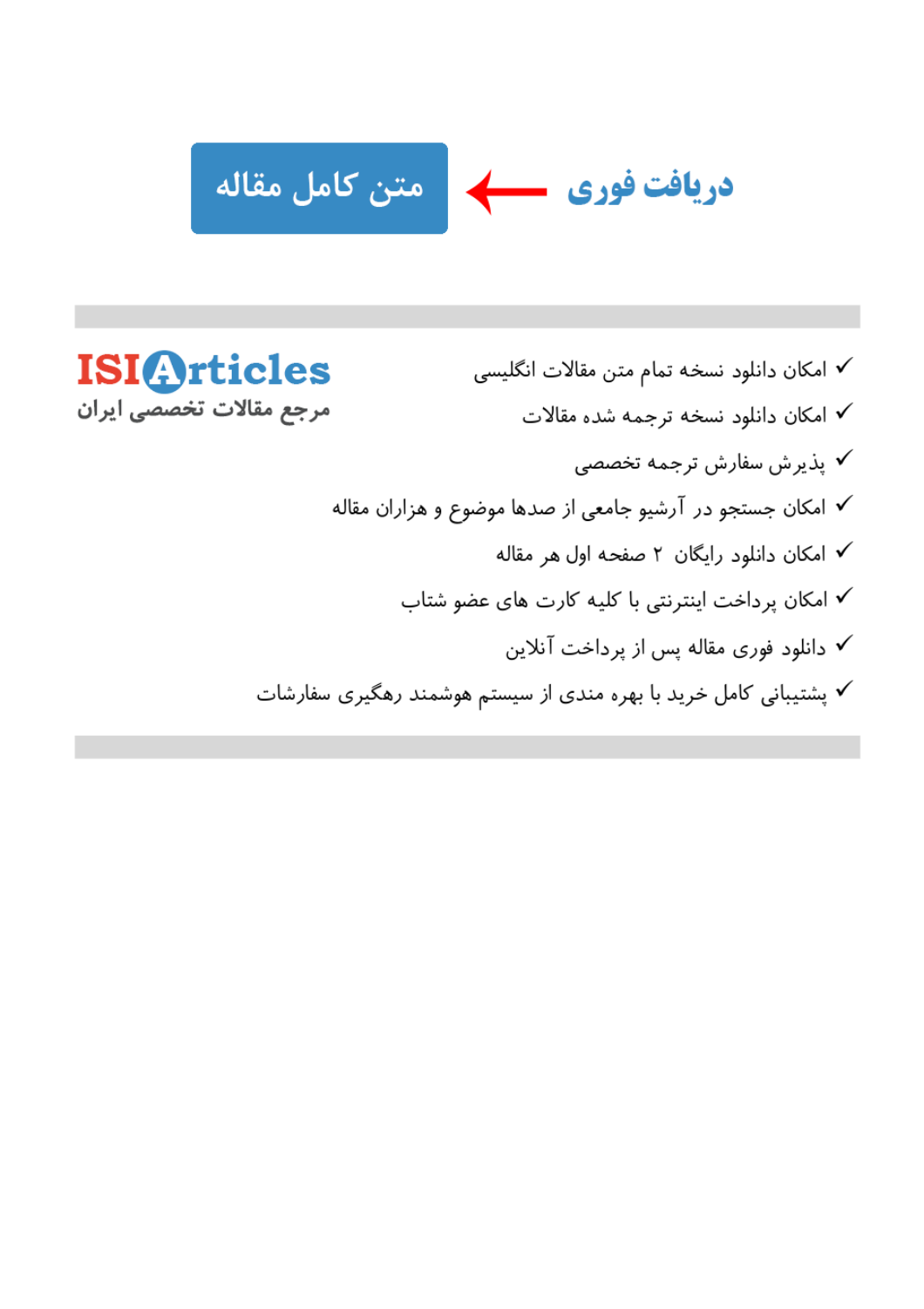دریافت فوری ← متن کامل مقاله

**ISIArticles**
مرجع مقالات تخصصی ایران

- ✓ امکان دانلود نسخه تمام متن مقالات انگلیسی
- ✓ امکان دانلود نسخه ترجمه شده مقالات
- ✓ پذیرش سفارش ترجمه تخصصی
- ✓ امکان جستجو در آرشیو جامعی از صدها موضوع و هزاران مقاله
- ✓ امکان دانلود رایگان ۲ صفحه اول هر مقاله
- ✓ امکان پرداخت اینترنتی با کلیه کارت های عضو شتاب
- ✓ دانلود فوری مقاله پس از پرداخت آنلاین
- ✓ پشتیبانی کامل خرید با بهره مندی از سیستم هوشمند رهگیری سفارشات